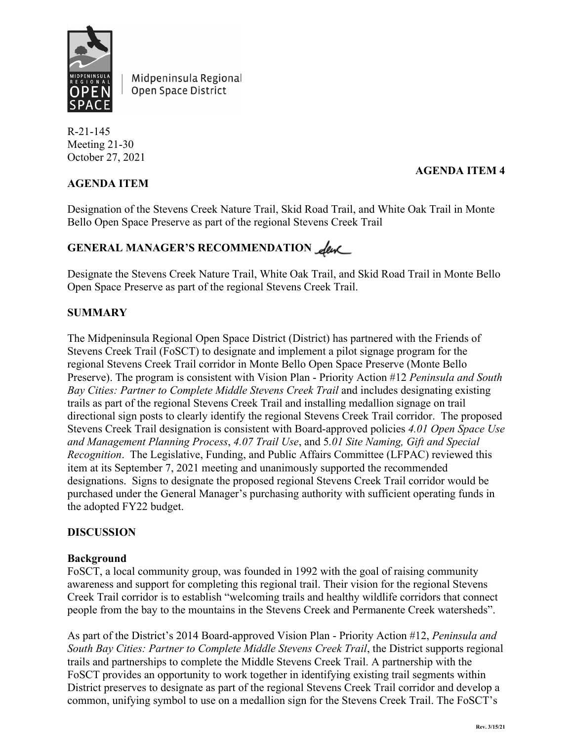Midpeninsula Regional Open Space District

R-21-145
Meeting 21-30
October 27, 2021

**AGENDA ITEM 4**

## AGENDA ITEM

Designation of the Stevens Creek Nature Trail, Skid Road Trail, and White Oak Trail in Monte Bello Open Space Preserve as part of the regional Stevens Creek Trail

## GENERAL MANAGER'S RECOMMENDATION

Designate the Stevens Creek Nature Trail, White Oak Trail, and Skid Road Trail in Monte Bello Open Space Preserve as part of the regional Stevens Creek Trail.

## SUMMARY

The Midpeninsula Regional Open Space District (District) has partnered with the Friends of Stevens Creek Trail (FoSCT) to designate and implement a pilot signage program for the regional Stevens Creek Trail corridor in Monte Bello Open Space Preserve (Monte Bello Preserve). The program is consistent with Vision Plan - Priority Action #12 *Peninsula and South Bay Cities: Partner to Complete Middle Stevens Creek Trail* and includes designating existing trails as part of the regional Stevens Creek Trail and installing medallion signage on trail directional sign posts to clearly identify the regional Stevens Creek Trail corridor. The proposed Stevens Creek Trail designation is consistent with Board-approved policies *4.01 Open Space Use and Management Planning Process*, *4.07 Trail Use*, and 5*.01 Site Naming, Gift and Special Recognition*. The Legislative, Funding, and Public Affairs Committee (LFPAC) reviewed this item at its September 7, 2021 meeting and unanimously supported the recommended designations. Signs to designate the proposed regional Stevens Creek Trail corridor would be purchased under the General Manager's purchasing authority with sufficient operating funds in the adopted FY22 budget.

## DISCUSSION

### Background

FoSCT, a local community group, was founded in 1992 with the goal of raising community awareness and support for completing this regional trail. Their vision for the regional Stevens Creek Trail corridor is to establish "welcoming trails and healthy wildlife corridors that connect people from the bay to the mountains in the Stevens Creek and Permanente Creek watersheds".

As part of the District's 2014 Board-approved Vision Plan - Priority Action #12, *Peninsula and South Bay Cities: Partner to Complete Middle Stevens Creek Trail*, the District supports regional trails and partnerships to complete the Middle Stevens Creek Trail. A partnership with the FoSCT provides an opportunity to work together in identifying existing trail segments within District preserves to designate as part of the regional Stevens Creek Trail corridor and develop a common, unifying symbol to use on a medallion sign for the Stevens Creek Trail. The FoSCT's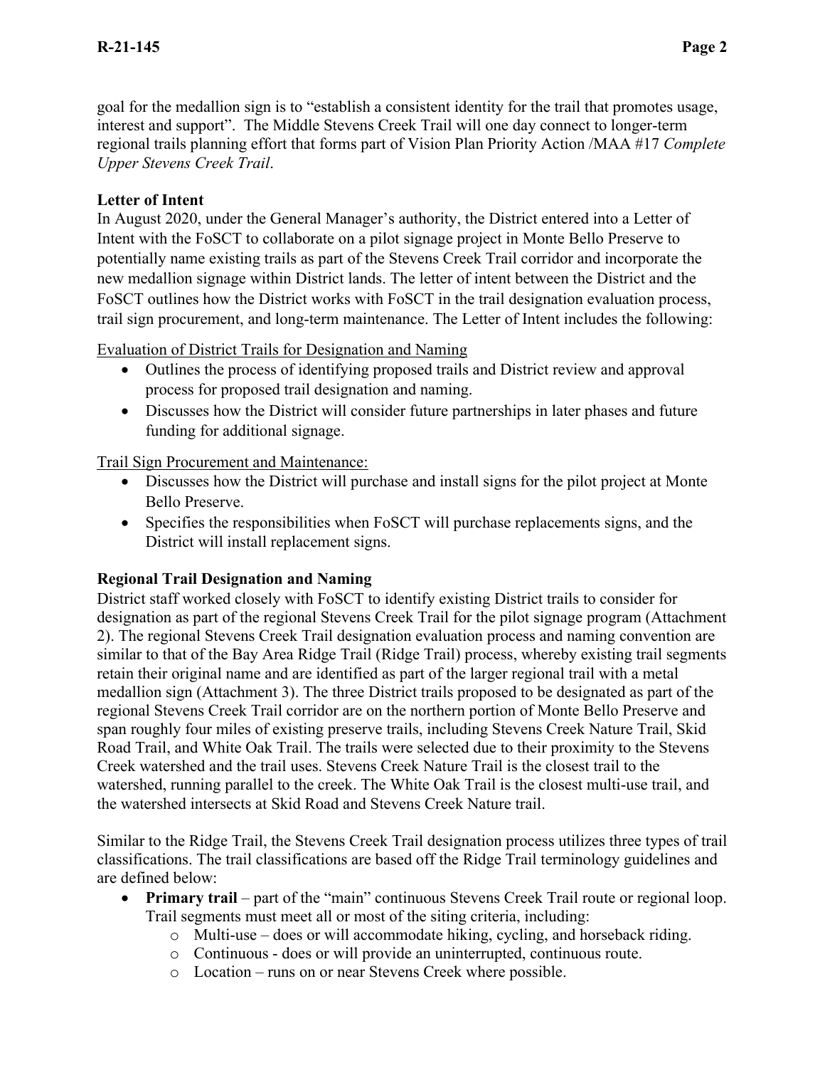goal for the medallion sign is to "establish a consistent identity for the trail that promotes usage, interest and support". The Middle Stevens Creek Trail will one day connect to longer-term regional trails planning effort that forms part of Vision Plan Priority Action /MAA #17 *Complete Upper Stevens Creek Trail*.

**Letter of Intent**

In August 2020, under the General Manager's authority, the District entered into a Letter of Intent with the FoSCT to collaborate on a pilot signage project in Monte Bello Preserve to potentially name existing trails as part of the Stevens Creek Trail corridor and incorporate the new medallion signage within District lands. The letter of intent between the District and the FoSCT outlines how the District works with FoSCT in the trail designation evaluation process, trail sign procurement, and long-term maintenance. The Letter of Intent includes the following:

Evaluation of District Trails for Designation and Naming

- Outlines the process of identifying proposed trails and District review and approval process for proposed trail designation and naming.
- Discusses how the District will consider future partnerships in later phases and future funding for additional signage.

Trail Sign Procurement and Maintenance:

- Discusses how the District will purchase and install signs for the pilot project at Monte Bello Preserve.
- Specifies the responsibilities when FoSCT will purchase replacements signs, and the District will install replacement signs.

**Regional Trail Designation and Naming**

District staff worked closely with FoSCT to identify existing District trails to consider for designation as part of the regional Stevens Creek Trail for the pilot signage program (Attachment 2). The regional Stevens Creek Trail designation evaluation process and naming convention are similar to that of the Bay Area Ridge Trail (Ridge Trail) process, whereby existing trail segments retain their original name and are identified as part of the larger regional trail with a metal medallion sign (Attachment 3). The three District trails proposed to be designated as part of the regional Stevens Creek Trail corridor are on the northern portion of Monte Bello Preserve and span roughly four miles of existing preserve trails, including Stevens Creek Nature Trail, Skid Road Trail, and White Oak Trail. The trails were selected due to their proximity to the Stevens Creek watershed and the trail uses. Stevens Creek Nature Trail is the closest trail to the watershed, running parallel to the creek. The White Oak Trail is the closest multi-use trail, and the watershed intersects at Skid Road and Stevens Creek Nature trail.

Similar to the Ridge Trail, the Stevens Creek Trail designation process utilizes three types of trail classifications. The trail classifications are based off the Ridge Trail terminology guidelines and are defined below:

- **Primary trail** – part of the "main" continuous Stevens Creek Trail route or regional loop. Trail segments must meet all or most of the siting criteria, including:
  - Multi-use – does or will accommodate hiking, cycling, and horseback riding.
  - Continuous - does or will provide an uninterrupted, continuous route.
  - Location – runs on or near Stevens Creek where possible.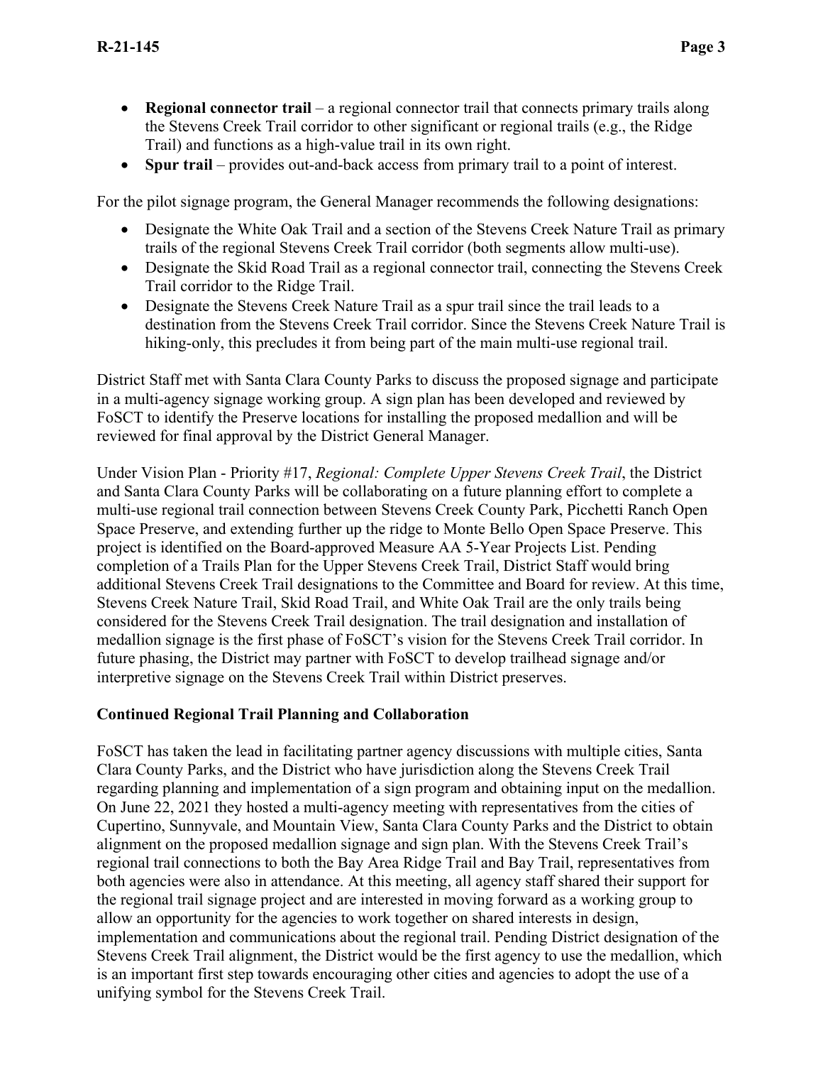- **Regional connector trail** – a regional connector trail that connects primary trails along the Stevens Creek Trail corridor to other significant or regional trails (e.g., the Ridge Trail) and functions as a high-value trail in its own right.
- **Spur trail** – provides out-and-back access from primary trail to a point of interest.

For the pilot signage program, the General Manager recommends the following designations:

- Designate the White Oak Trail and a section of the Stevens Creek Nature Trail as primary trails of the regional Stevens Creek Trail corridor (both segments allow multi-use).
- Designate the Skid Road Trail as a regional connector trail, connecting the Stevens Creek Trail corridor to the Ridge Trail.
- Designate the Stevens Creek Nature Trail as a spur trail since the trail leads to a destination from the Stevens Creek Trail corridor. Since the Stevens Creek Nature Trail is hiking-only, this precludes it from being part of the main multi-use regional trail.

District Staff met with Santa Clara County Parks to discuss the proposed signage and participate in a multi-agency signage working group. A sign plan has been developed and reviewed by FoSCT to identify the Preserve locations for installing the proposed medallion and will be reviewed for final approval by the District General Manager.

Under Vision Plan - Priority #17, *Regional: Complete Upper Stevens Creek Trail*, the District and Santa Clara County Parks will be collaborating on a future planning effort to complete a multi-use regional trail connection between Stevens Creek County Park, Picchetti Ranch Open Space Preserve, and extending further up the ridge to Monte Bello Open Space Preserve. This project is identified on the Board-approved Measure AA 5-Year Projects List. Pending completion of a Trails Plan for the Upper Stevens Creek Trail, District Staff would bring additional Stevens Creek Trail designations to the Committee and Board for review. At this time, Stevens Creek Nature Trail, Skid Road Trail, and White Oak Trail are the only trails being considered for the Stevens Creek Trail designation. The trail designation and installation of medallion signage is the first phase of FoSCT's vision for the Stevens Creek Trail corridor. In future phasing, the District may partner with FoSCT to develop trailhead signage and/or interpretive signage on the Stevens Creek Trail within District preserves.

**Continued Regional Trail Planning and Collaboration**

FoSCT has taken the lead in facilitating partner agency discussions with multiple cities, Santa Clara County Parks, and the District who have jurisdiction along the Stevens Creek Trail regarding planning and implementation of a sign program and obtaining input on the medallion. On June 22, 2021 they hosted a multi-agency meeting with representatives from the cities of Cupertino, Sunnyvale, and Mountain View, Santa Clara County Parks and the District to obtain alignment on the proposed medallion signage and sign plan. With the Stevens Creek Trail's regional trail connections to both the Bay Area Ridge Trail and Bay Trail, representatives from both agencies were also in attendance. At this meeting, all agency staff shared their support for the regional trail signage project and are interested in moving forward as a working group to allow an opportunity for the agencies to work together on shared interests in design, implementation and communications about the regional trail. Pending District designation of the Stevens Creek Trail alignment, the District would be the first agency to use the medallion, which is an important first step towards encouraging other cities and agencies to adopt the use of a unifying symbol for the Stevens Creek Trail.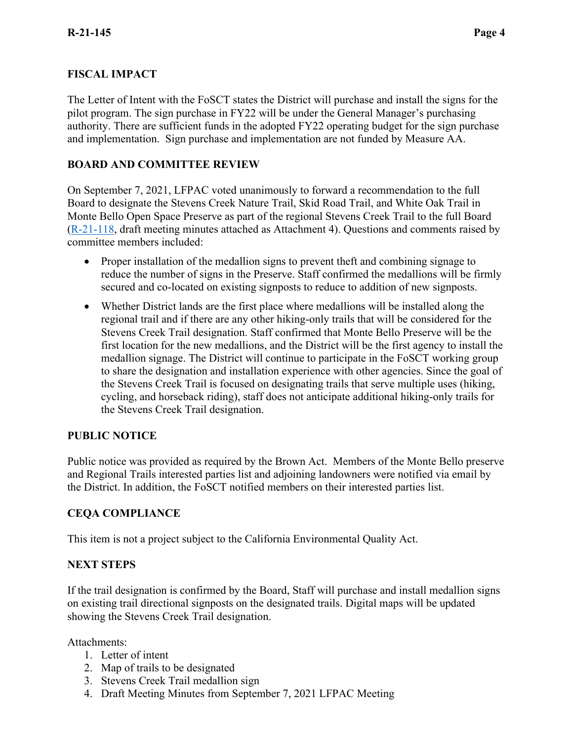## FISCAL IMPACT

The Letter of Intent with the FoSCT states the District will purchase and install the signs for the pilot program. The sign purchase in FY22 will be under the General Manager's purchasing authority. There are sufficient funds in the adopted FY22 operating budget for the sign purchase and implementation. Sign purchase and implementation are not funded by Measure AA.

## BOARD AND COMMITTEE REVIEW

On September 7, 2021, LFPAC voted unanimously to forward a recommendation to the full Board to designate the Stevens Creek Nature Trail, Skid Road Trail, and White Oak Trail in Monte Bello Open Space Preserve as part of the regional Stevens Creek Trail to the full Board (R-21-118, draft meeting minutes attached as Attachment 4). Questions and comments raised by committee members included:

- Proper installation of the medallion signs to prevent theft and combining signage to reduce the number of signs in the Preserve. Staff confirmed the medallions will be firmly secured and co-located on existing signposts to reduce to addition of new signposts.
- Whether District lands are the first place where medallions will be installed along the regional trail and if there are any other hiking-only trails that will be considered for the Stevens Creek Trail designation. Staff confirmed that Monte Bello Preserve will be the first location for the new medallions, and the District will be the first agency to install the medallion signage. The District will continue to participate in the FoSCT working group to share the designation and installation experience with other agencies. Since the goal of the Stevens Creek Trail is focused on designating trails that serve multiple uses (hiking, cycling, and horseback riding), staff does not anticipate additional hiking-only trails for the Stevens Creek Trail designation.

## PUBLIC NOTICE

Public notice was provided as required by the Brown Act. Members of the Monte Bello preserve and Regional Trails interested parties list and adjoining landowners were notified via email by the District. In addition, the FoSCT notified members on their interested parties list.

## CEQA COMPLIANCE

This item is not a project subject to the California Environmental Quality Act.

## NEXT STEPS

If the trail designation is confirmed by the Board, Staff will purchase and install medallion signs on existing trail directional signposts on the designated trails. Digital maps will be updated showing the Stevens Creek Trail designation.

Attachments:

1. Letter of intent
2. Map of trails to be designated
3. Stevens Creek Trail medallion sign
4. Draft Meeting Minutes from September 7, 2021 LFPAC Meeting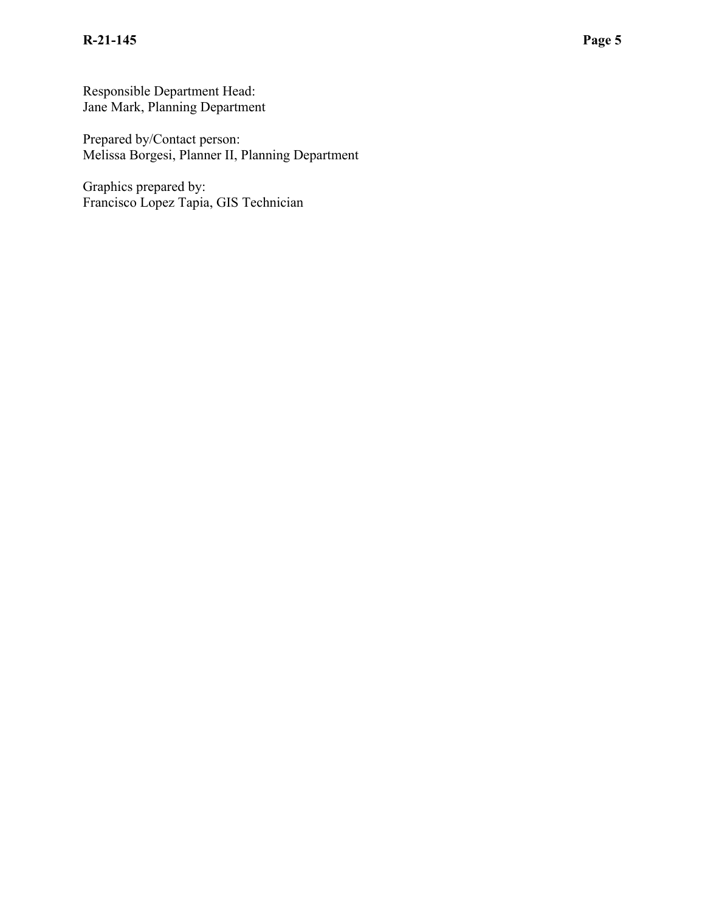Responsible Department Head:
Jane Mark, Planning Department

Prepared by/Contact person:
Melissa Borgesi, Planner II, Planning Department

Graphics prepared by:
Francisco Lopez Tapia, GIS Technician